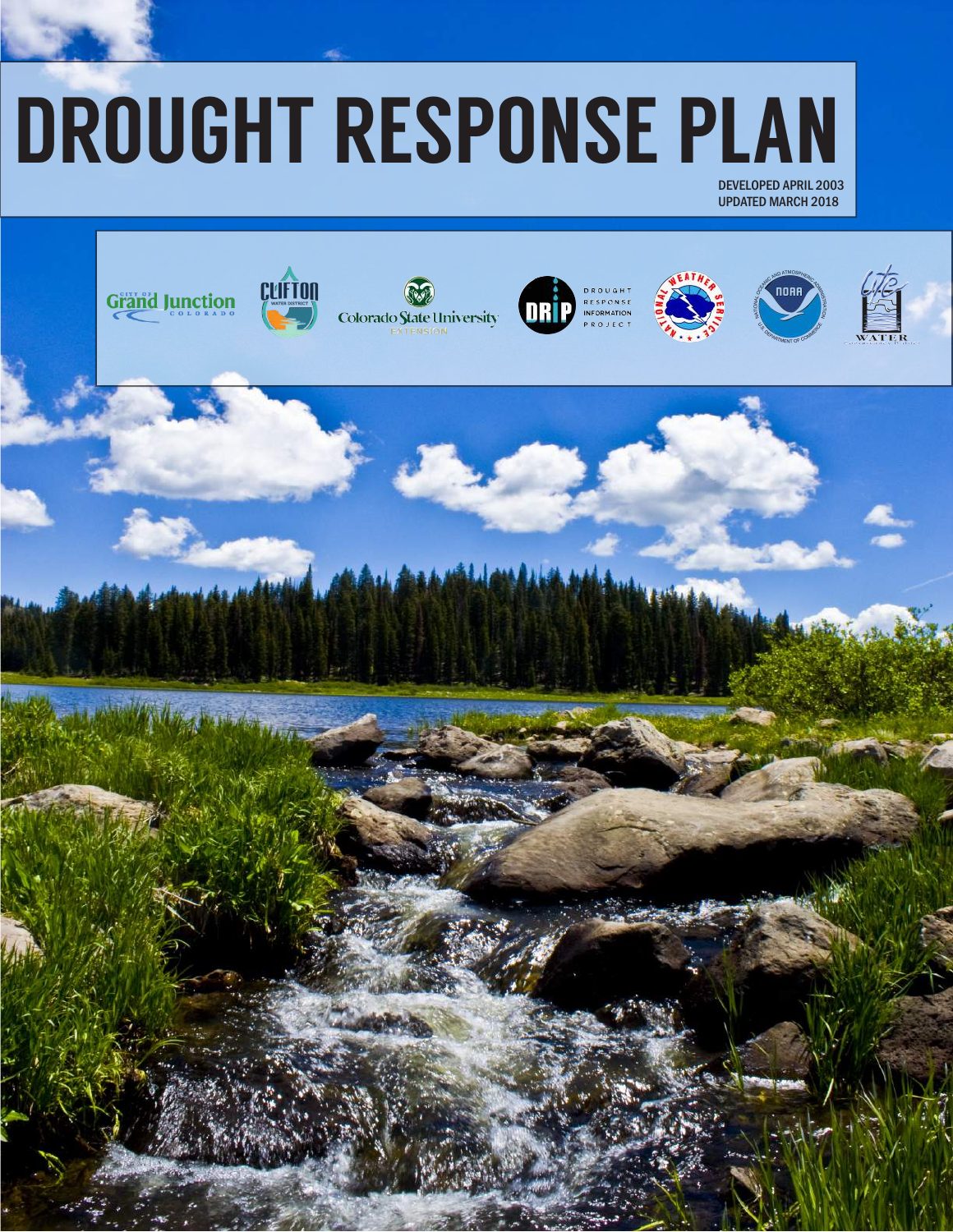# DROUGHT RESPONSE PLAN

DEVELOPED APRIL 2003
UPDATED MARCH 2018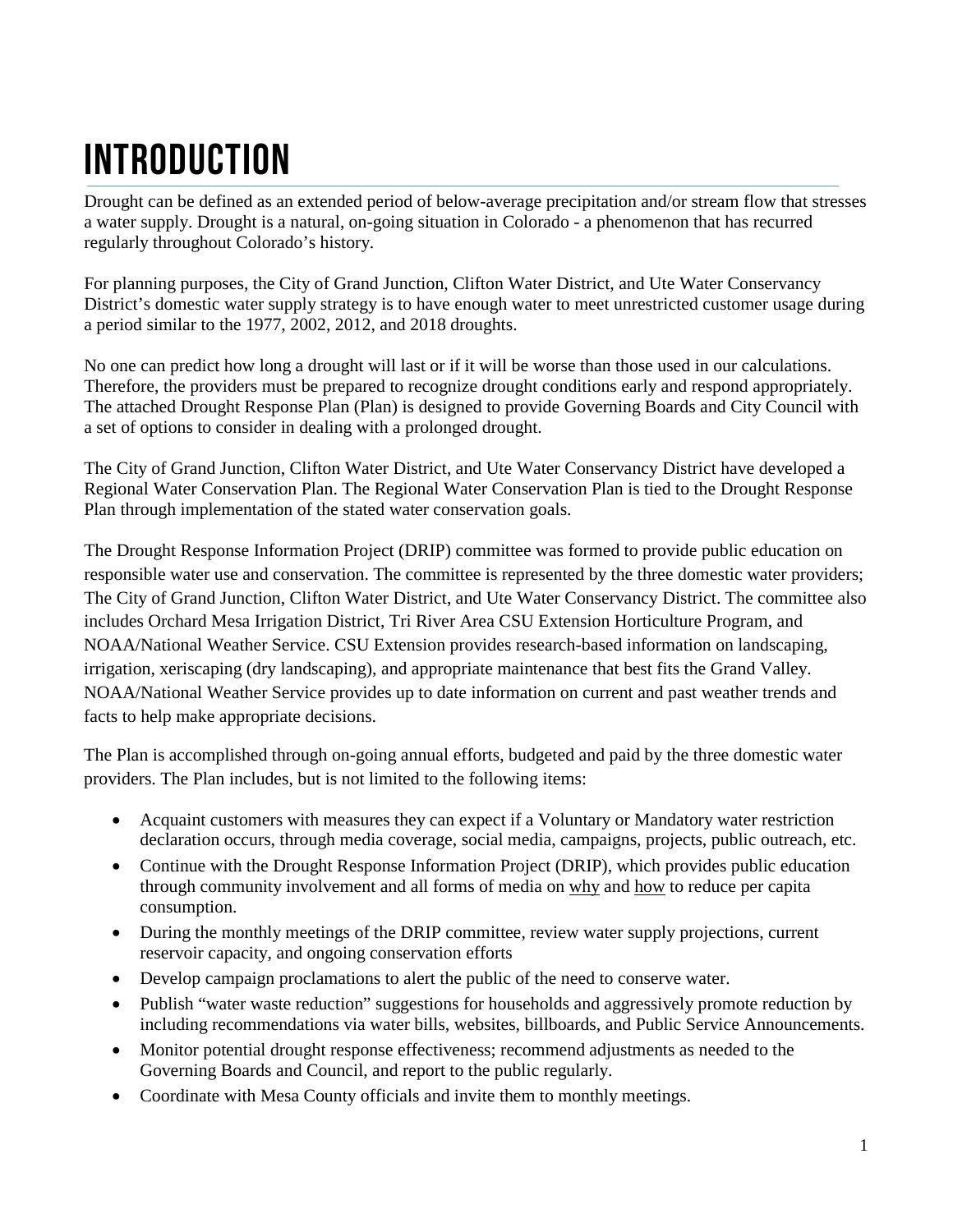# INTRODUCTION

Drought can be defined as an extended period of below-average precipitation and/or stream flow that stresses a water supply. Drought is a natural, on-going situation in Colorado - a phenomenon that has recurred regularly throughout Colorado's history.

For planning purposes, the City of Grand Junction, Clifton Water District, and Ute Water Conservancy District's domestic water supply strategy is to have enough water to meet unrestricted customer usage during a period similar to the 1977, 2002, 2012, and 2018 droughts.

No one can predict how long a drought will last or if it will be worse than those used in our calculations. Therefore, the providers must be prepared to recognize drought conditions early and respond appropriately. The attached Drought Response Plan (Plan) is designed to provide Governing Boards and City Council with a set of options to consider in dealing with a prolonged drought.

The City of Grand Junction, Clifton Water District, and Ute Water Conservancy District have developed a Regional Water Conservation Plan. The Regional Water Conservation Plan is tied to the Drought Response Plan through implementation of the stated water conservation goals.

The Drought Response Information Project (DRIP) committee was formed to provide public education on responsible water use and conservation. The committee is represented by the three domestic water providers; The City of Grand Junction, Clifton Water District, and Ute Water Conservancy District. The committee also includes Orchard Mesa Irrigation District, Tri River Area CSU Extension Horticulture Program, and NOAA/National Weather Service. CSU Extension provides research-based information on landscaping, irrigation, xeriscaping (dry landscaping), and appropriate maintenance that best fits the Grand Valley. NOAA/National Weather Service provides up to date information on current and past weather trends and facts to help make appropriate decisions.

The Plan is accomplished through on-going annual efforts, budgeted and paid by the three domestic water providers. The Plan includes, but is not limited to the following items:

- Acquaint customers with measures they can expect if a Voluntary or Mandatory water restriction declaration occurs, through media coverage, social media, campaigns, projects, public outreach, etc.
- Continue with the Drought Response Information Project (DRIP), which provides public education through community involvement and all forms of media on <u>why</u> and <u>how</u> to reduce per capita consumption.
- During the monthly meetings of the DRIP committee, review water supply projections, current reservoir capacity, and ongoing conservation efforts
- Develop campaign proclamations to alert the public of the need to conserve water.
- Publish "water waste reduction" suggestions for households and aggressively promote reduction by including recommendations via water bills, websites, billboards, and Public Service Announcements.
- Monitor potential drought response effectiveness; recommend adjustments as needed to the Governing Boards and Council, and report to the public regularly.
- Coordinate with Mesa County officials and invite them to monthly meetings.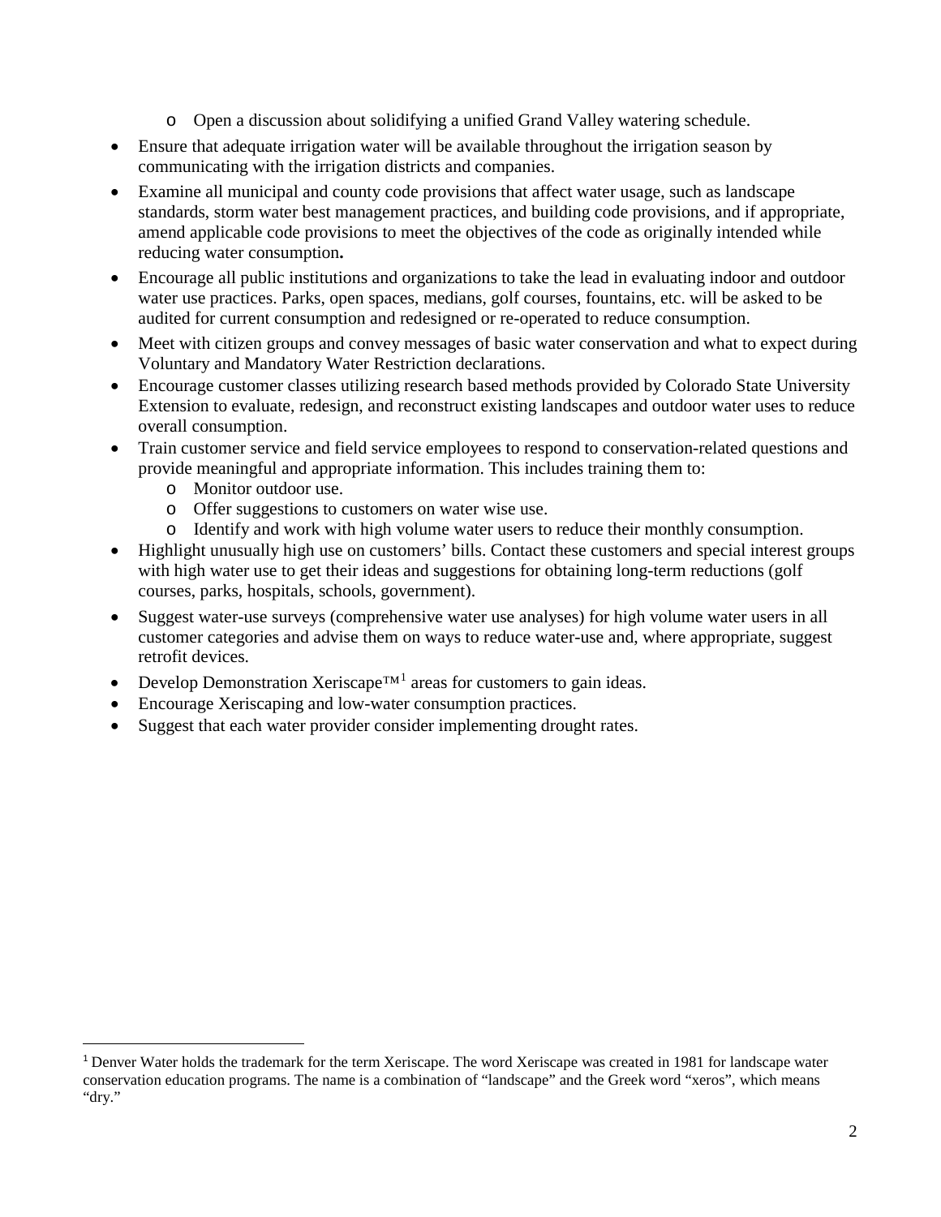- Open a discussion about solidifying a unified Grand Valley watering schedule.
- Ensure that adequate irrigation water will be available throughout the irrigation season by communicating with the irrigation districts and companies.
- Examine all municipal and county code provisions that affect water usage, such as landscape standards, storm water best management practices, and building code provisions, and if appropriate, amend applicable code provisions to meet the objectives of the code as originally intended while reducing water consumption**.**
- Encourage all public institutions and organizations to take the lead in evaluating indoor and outdoor water use practices. Parks, open spaces, medians, golf courses, fountains, etc. will be asked to be audited for current consumption and redesigned or re-operated to reduce consumption.
- Meet with citizen groups and convey messages of basic water conservation and what to expect during Voluntary and Mandatory Water Restriction declarations.
- Encourage customer classes utilizing research based methods provided by Colorado State University Extension to evaluate, redesign, and reconstruct existing landscapes and outdoor water uses to reduce overall consumption.
- Train customer service and field service employees to respond to conservation-related questions and provide meaningful and appropriate information. This includes training them to:
  - Monitor outdoor use.
  - Offer suggestions to customers on water wise use.
  - Identify and work with high volume water users to reduce their monthly consumption.
- Highlight unusually high use on customers' bills. Contact these customers and special interest groups with high water use to get their ideas and suggestions for obtaining long-term reductions (golf courses, parks, hospitals, schools, government).
- Suggest water-use surveys (comprehensive water use analyses) for high volume water users in all customer categories and advise them on ways to reduce water-use and, where appropriate, suggest retrofit devices.
- Develop Demonstration Xeriscape™[1] areas for customers to gain ideas.
- Encourage Xeriscaping and low-water consumption practices.
- Suggest that each water provider consider implementing drought rates.

[1] Denver Water holds the trademark for the term Xeriscape. The word Xeriscape was created in 1981 for landscape water conservation education programs. The name is a combination of "landscape" and the Greek word "xeros", which means "dry."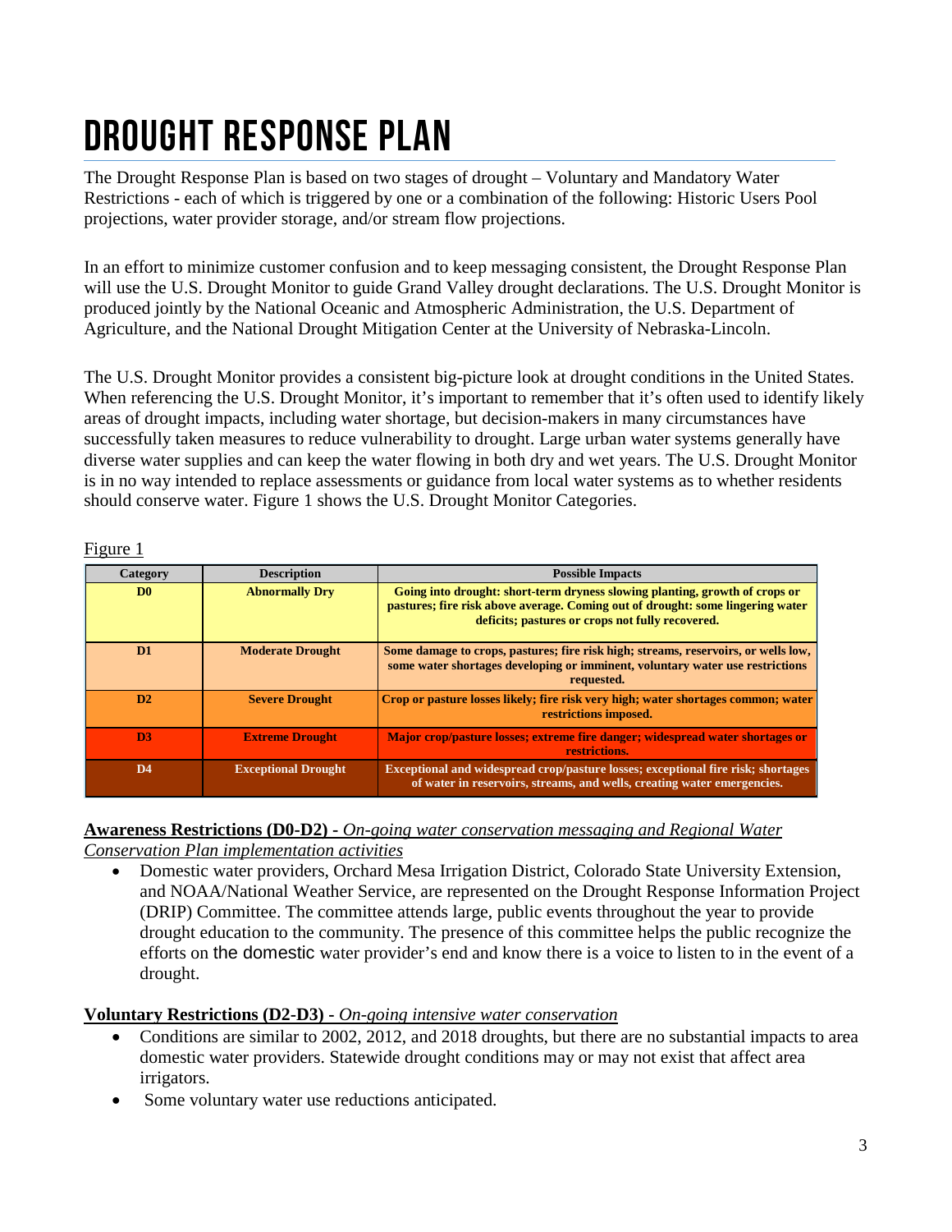# DROUGHT RESPONSE PLAN

The Drought Response Plan is based on two stages of drought – Voluntary and Mandatory Water Restrictions - each of which is triggered by one or a combination of the following: Historic Users Pool projections, water provider storage, and/or stream flow projections.

In an effort to minimize customer confusion and to keep messaging consistent, the Drought Response Plan will use the U.S. Drought Monitor to guide Grand Valley drought declarations. The U.S. Drought Monitor is produced jointly by the National Oceanic and Atmospheric Administration, the U.S. Department of Agriculture, and the National Drought Mitigation Center at the University of Nebraska-Lincoln.

The U.S. Drought Monitor provides a consistent big-picture look at drought conditions in the United States. When referencing the U.S. Drought Monitor, it's important to remember that it's often used to identify likely areas of drought impacts, including water shortage, but decision-makers in many circumstances have successfully taken measures to reduce vulnerability to drought. Large urban water systems generally have diverse water supplies and can keep the water flowing in both dry and wet years. The U.S. Drought Monitor is in no way intended to replace assessments or guidance from local water systems as to whether residents should conserve water. Figure 1 shows the U.S. Drought Monitor Categories.

Figure 1

| Category | Description | Possible Impacts |
|---|---|---|
| D0 | Abnormally Dry | Going into drought: short-term dryness slowing planting, growth of crops or pastures; fire risk above average. Coming out of drought: some lingering water deficits; pastures or crops not fully recovered. |
| D1 | Moderate Drought | Some damage to crops, pastures; fire risk high; streams, reservoirs, or wells low, some water shortages developing or imminent, voluntary water use restrictions requested. |
| D2 | Severe Drought | Crop or pasture losses likely; fire risk very high; water shortages common; water restrictions imposed. |
| D3 | Extreme Drought | Major crop/pasture losses; extreme fire danger; widespread water shortages or restrictions. |
| D4 | Exceptional Drought | Exceptional and widespread crop/pasture losses; exceptional fire risk; shortages of water in reservoirs, streams, and wells, creating water emergencies. |

**Awareness Restrictions (D0-D2)** - *On-going water conservation messaging and Regional Water Conservation Plan implementation activities*

- Domestic water providers, Orchard Mesa Irrigation District, Colorado State University Extension, and NOAA/National Weather Service, are represented on the Drought Response Information Project (DRIP) Committee. The committee attends large, public events throughout the year to provide drought education to the community. The presence of this committee helps the public recognize the efforts on the domestic water provider's end and know there is a voice to listen to in the event of a drought.

**Voluntary Restrictions (D2-D3)** - *On-going intensive water conservation*

- Conditions are similar to 2002, 2012, and 2018 droughts, but there are no substantial impacts to area domestic water providers. Statewide drought conditions may or may not exist that affect area irrigators.
- Some voluntary water use reductions anticipated.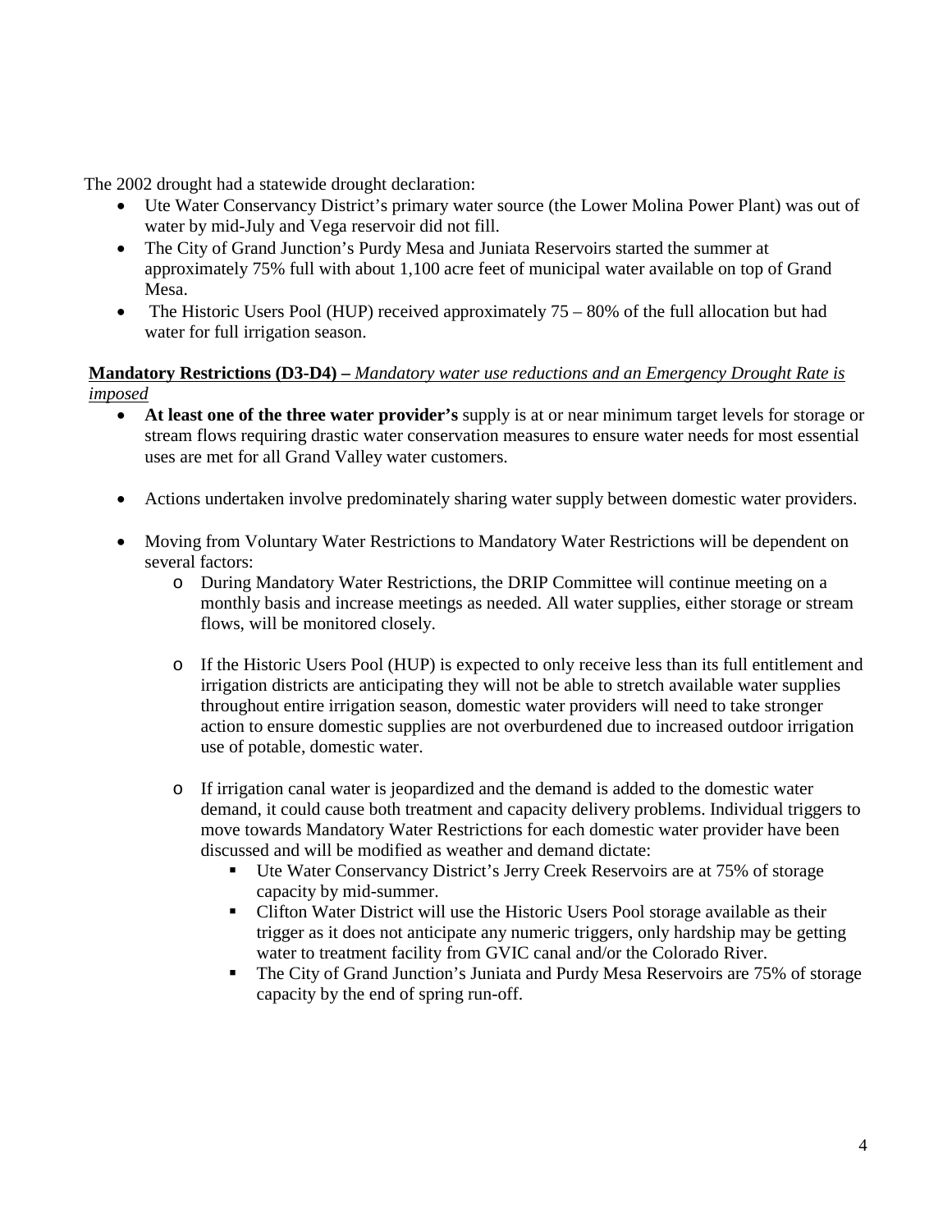The 2002 drought had a statewide drought declaration:

- Ute Water Conservancy District's primary water source (the Lower Molina Power Plant) was out of water by mid-July and Vega reservoir did not fill.
- The City of Grand Junction's Purdy Mesa and Juniata Reservoirs started the summer at approximately 75% full with about 1,100 acre feet of municipal water available on top of Grand Mesa.
- The Historic Users Pool (HUP) received approximately 75 – 80% of the full allocation but had water for full irrigation season.

**Mandatory Restrictions (D3-D4) –** *Mandatory water use reductions and an Emergency Drought Rate is imposed*

- **At least one of the three water provider's** supply is at or near minimum target levels for storage or stream flows requiring drastic water conservation measures to ensure water needs for most essential uses are met for all Grand Valley water customers.
- Actions undertaken involve predominately sharing water supply between domestic water providers.
- Moving from Voluntary Water Restrictions to Mandatory Water Restrictions will be dependent on several factors:
  - During Mandatory Water Restrictions, the DRIP Committee will continue meeting on a monthly basis and increase meetings as needed. All water supplies, either storage or stream flows, will be monitored closely.
  - If the Historic Users Pool (HUP) is expected to only receive less than its full entitlement and irrigation districts are anticipating they will not be able to stretch available water supplies throughout entire irrigation season, domestic water providers will need to take stronger action to ensure domestic supplies are not overburdened due to increased outdoor irrigation use of potable, domestic water.
  - If irrigation canal water is jeopardized and the demand is added to the domestic water demand, it could cause both treatment and capacity delivery problems. Individual triggers to move towards Mandatory Water Restrictions for each domestic water provider have been discussed and will be modified as weather and demand dictate:
    - Ute Water Conservancy District's Jerry Creek Reservoirs are at 75% of storage capacity by mid-summer.
    - Clifton Water District will use the Historic Users Pool storage available as their trigger as it does not anticipate any numeric triggers, only hardship may be getting water to treatment facility from GVIC canal and/or the Colorado River.
    - The City of Grand Junction's Juniata and Purdy Mesa Reservoirs are 75% of storage capacity by the end of spring run-off.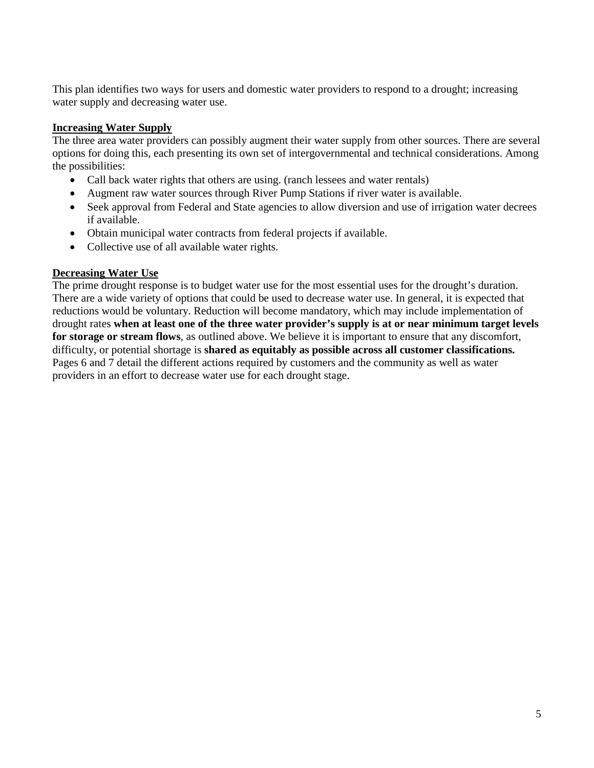This plan identifies two ways for users and domestic water providers to respond to a drought; increasing water supply and decreasing water use.

**Increasing Water Supply**

The three area water providers can possibly augment their water supply from other sources. There are several options for doing this, each presenting its own set of intergovernmental and technical considerations. Among the possibilities:

- Call back water rights that others are using. (ranch lessees and water rentals)
- Augment raw water sources through River Pump Stations if river water is available.
- Seek approval from Federal and State agencies to allow diversion and use of irrigation water decrees if available.
- Obtain municipal water contracts from federal projects if available.
- Collective use of all available water rights.

**Decreasing Water Use**

The prime drought response is to budget water use for the most essential uses for the drought's duration. There are a wide variety of options that could be used to decrease water use. In general, it is expected that reductions would be voluntary. Reduction will become mandatory, which may include implementation of drought rates **when at least one of the three water provider's supply is at or near minimum target levels for storage or stream flows**, as outlined above. We believe it is important to ensure that any discomfort, difficulty, or potential shortage is **shared as equitably as possible across all customer classifications.** Pages 6 and 7 detail the different actions required by customers and the community as well as water providers in an effort to decrease water use for each drought stage.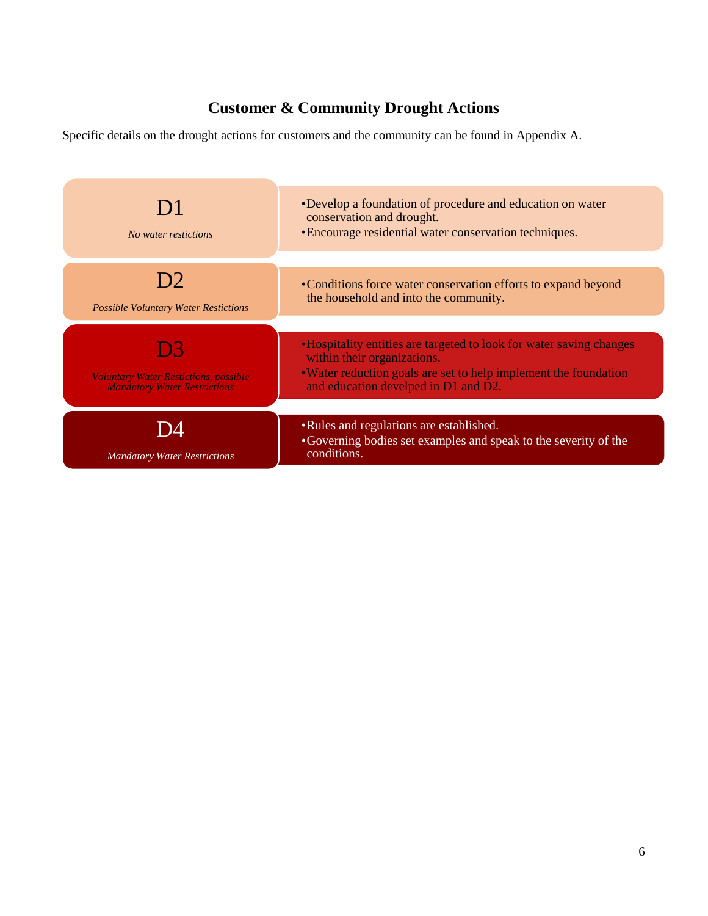## Customer & Community Drought Actions

Specific details on the drought actions for customers and the community can be found in Appendix A.

| Stage | Actions |
| --- | --- |
| D1<br>*No water resticitions* | •Develop a foundation of procedure and education on water conservation and drought.<br>•Encourage residential water conservation techniques. |
| D2<br>*Possible Voluntary Water Restictions* | •Conditions force water conservation efforts to expand beyond the household and into the community. |
| D3<br>*Voluntary Water Restictions, possible Mandatory Water Restrictions* | •Hospitality entities are targeted to look for water saving changes within their organizations.<br>•Water reduction goals are set to help implement the foundation and education develped in D1 and D2. |
| D4<br>*Mandatory Water Restrictions* | •Rules and regulations are established.<br>•Governing bodies set examples and speak to the severity of the conditions. |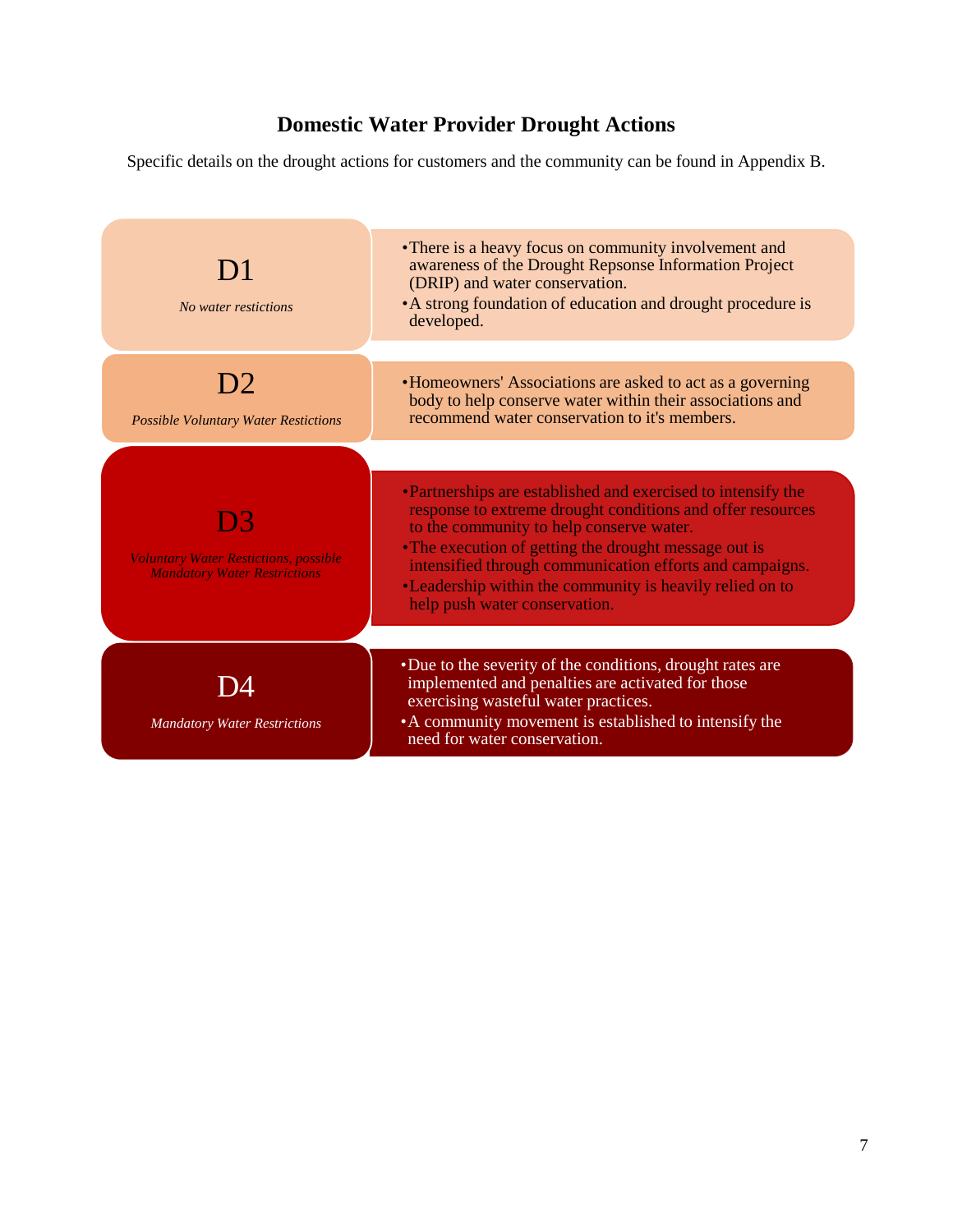## Domestic Water Provider Drought Actions

Specific details on the drought actions for customers and the community can be found in Appendix B.

| Stage | Actions |
|---|---|
| **D1**<br>*No water restictions* | • There is a heavy focus on community involvement and awareness of the Drought Repsonse Information Project (DRIP) and water conservation.<br>• A strong foundation of education and drought procedure is developed. |
| **D2**<br>*Possible Voluntary Water Restictions* | • Homeowners' Associations are asked to act as a governing body to help conserve water within their associations and recommend water conservation to it's members. |
| **D3**<br>*Voluntary Water Resticitions, possible Mandatory Water Restrictions* | • Partnerships are established and exercised to intensify the response to extreme drought conditions and offer resources to the community to help conserve water.<br>• The execution of getting the drought message out is intensified through communication efforts and campaigns.<br>• Leadership within the community is heavily relied on to help push water conservation. |
| **D4**<br>*Mandatory Water Restrictions* | • Due to the severity of the conditions, drought rates are implemented and penalties are activated for those exercising wasteful water practices.<br>• A community movement is established to intensify the need for water conservation. |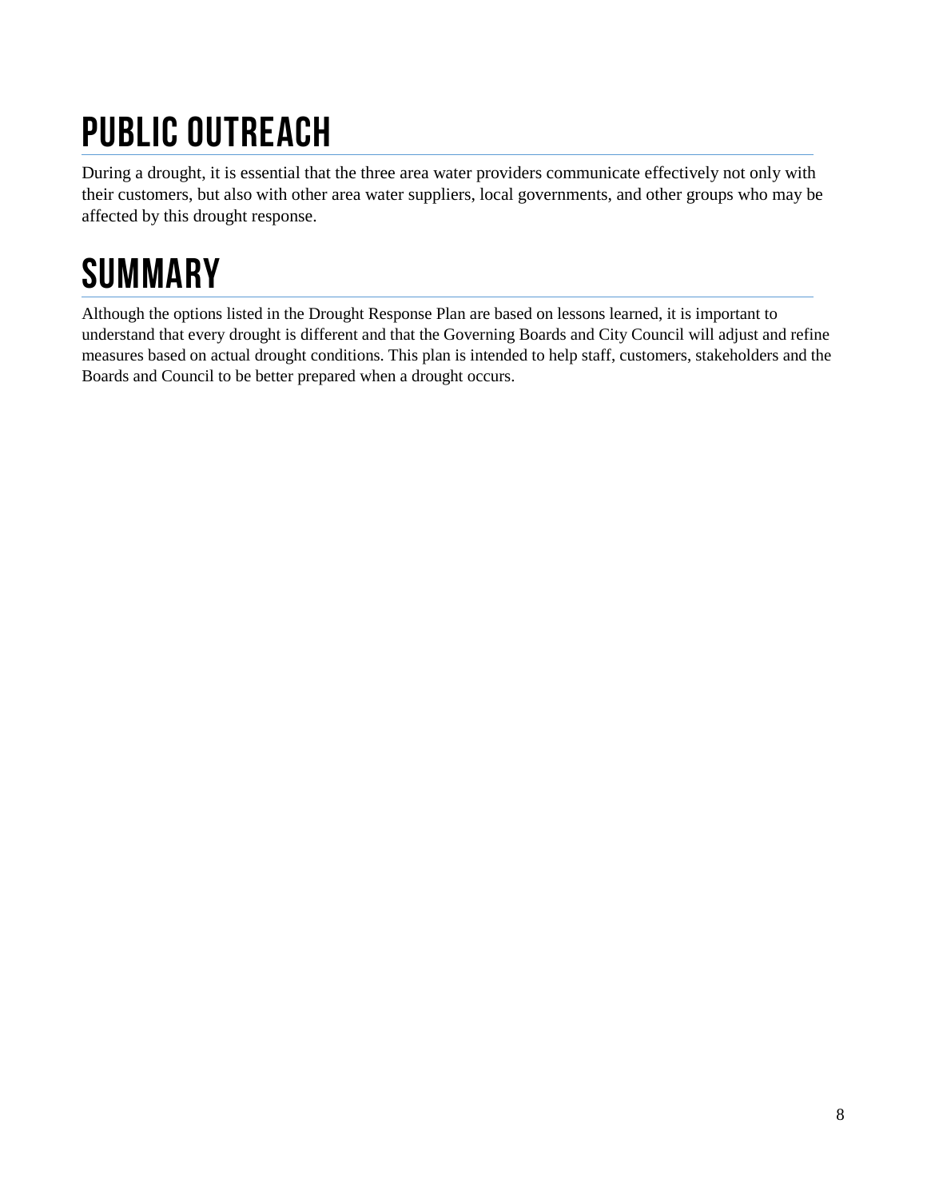# PUBLIC OUTREACH

During a drought, it is essential that the three area water providers communicate effectively not only with their customers, but also with other area water suppliers, local governments, and other groups who may be affected by this drought response.

# SUMMARY

Although the options listed in the Drought Response Plan are based on lessons learned, it is important to understand that every drought is different and that the Governing Boards and City Council will adjust and refine measures based on actual drought conditions. This plan is intended to help staff, customers, stakeholders and the Boards and Council to be better prepared when a drought occurs.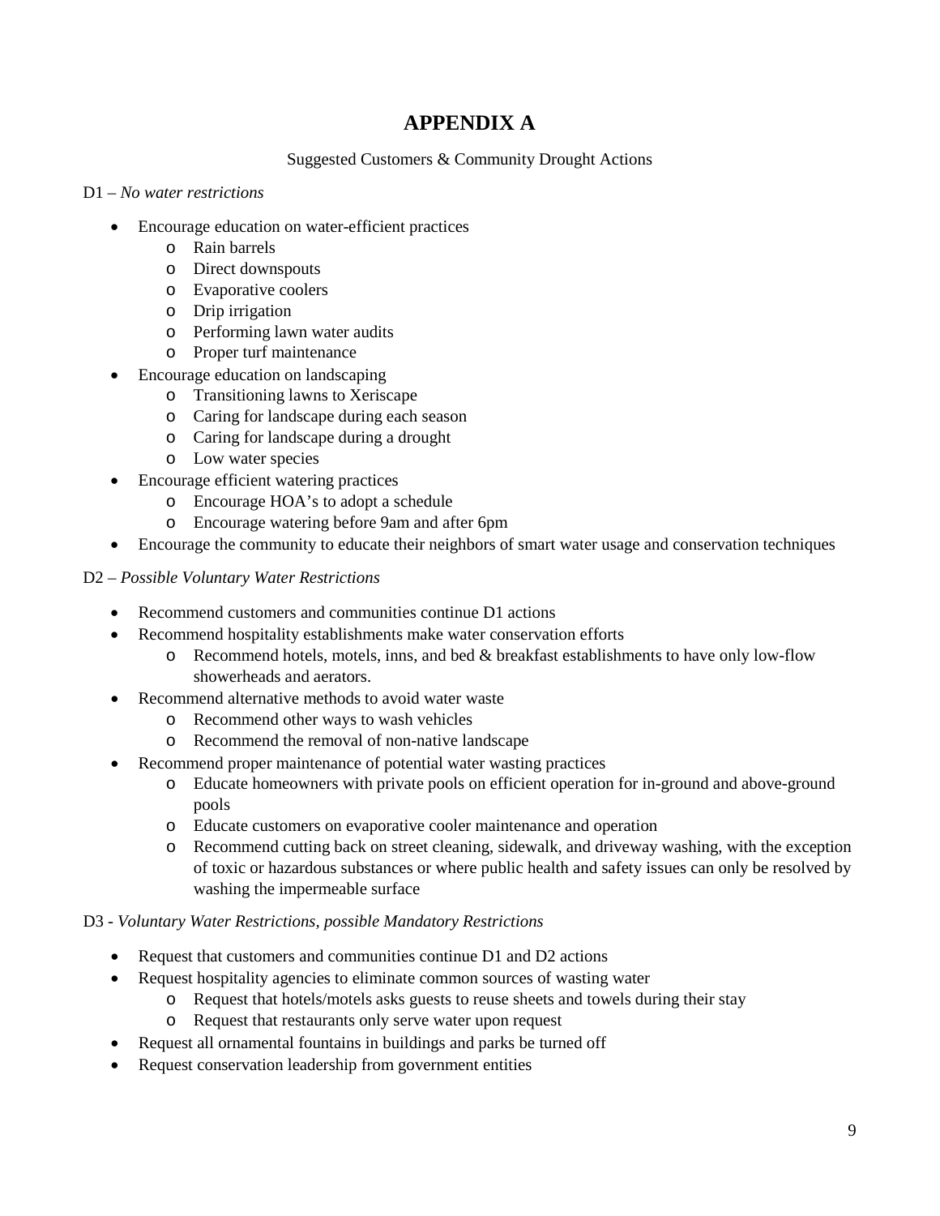# APPENDIX A

Suggested Customers & Community Drought Actions

D1 – *No water restrictions*

- Encourage education on water-efficient practices
    - Rain barrels
    - Direct downspouts
    - Evaporative coolers
    - Drip irrigation
    - Performing lawn water audits
    - Proper turf maintenance
- Encourage education on landscaping
    - Transitioning lawns to Xeriscape
    - Caring for landscape during each season
    - Caring for landscape during a drought
    - Low water species
- Encourage efficient watering practices
    - Encourage HOA's to adopt a schedule
    - Encourage watering before 9am and after 6pm
- Encourage the community to educate their neighbors of smart water usage and conservation techniques

D2 – *Possible Voluntary Water Restrictions*

- Recommend customers and communities continue D1 actions
- Recommend hospitality establishments make water conservation efforts
    - Recommend hotels, motels, inns, and bed & breakfast establishments to have only low-flow showerheads and aerators.
- Recommend alternative methods to avoid water waste
    - Recommend other ways to wash vehicles
    - Recommend the removal of non-native landscape
- Recommend proper maintenance of potential water wasting practices
    - Educate homeowners with private pools on efficient operation for in-ground and above-ground pools
    - Educate customers on evaporative cooler maintenance and operation
    - Recommend cutting back on street cleaning, sidewalk, and driveway washing, with the exception of toxic or hazardous substances or where public health and safety issues can only be resolved by washing the impermeable surface

D3 - *Voluntary Water Restrictions, possible Mandatory Restrictions*

- Request that customers and communities continue D1 and D2 actions
- Request hospitality agencies to eliminate common sources of wasting water
    - Request that hotels/motels asks guests to reuse sheets and towels during their stay
    - Request that restaurants only serve water upon request
- Request all ornamental fountains in buildings and parks be turned off
- Request conservation leadership from government entities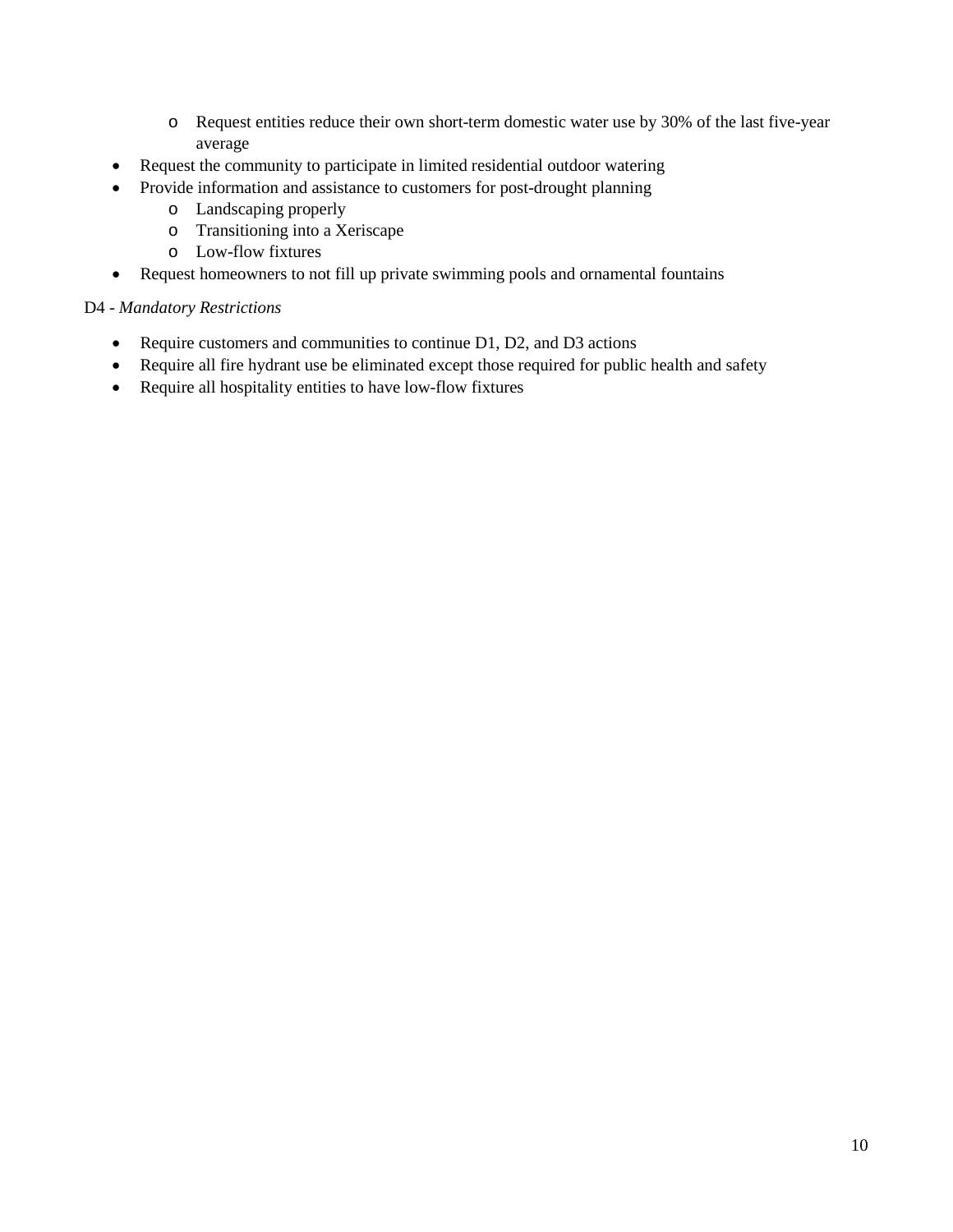- Request entities reduce their own short-term domestic water use by 30% of the last five-year average
- Request the community to participate in limited residential outdoor watering
- Provide information and assistance to customers for post-drought planning
  - Landscaping properly
  - Transitioning into a Xeriscape
  - Low-flow fixtures
- Request homeowners to not fill up private swimming pools and ornamental fountains

D4 - *Mandatory Restrictions*

- Require customers and communities to continue D1, D2, and D3 actions
- Require all fire hydrant use be eliminated except those required for public health and safety
- Require all hospitality entities to have low-flow fixtures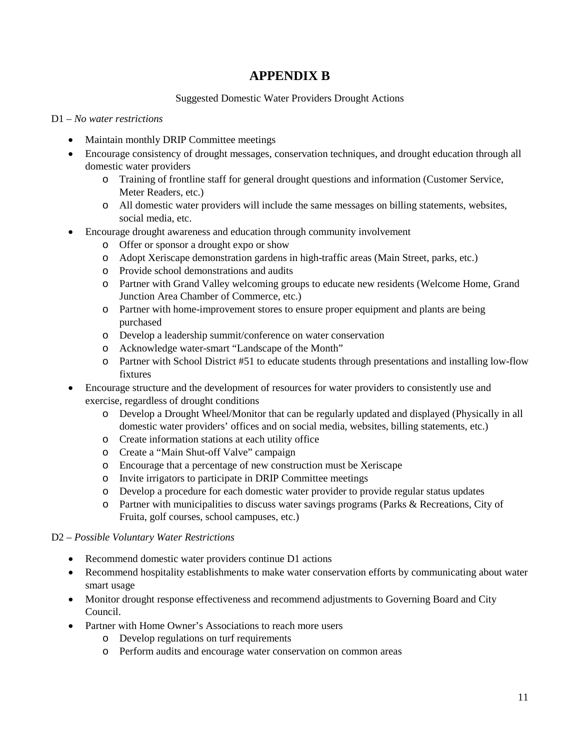# APPENDIX B

Suggested Domestic Water Providers Drought Actions

D1 – *No water restrictions*

- Maintain monthly DRIP Committee meetings
- Encourage consistency of drought messages, conservation techniques, and drought education through all domestic water providers
  - Training of frontline staff for general drought questions and information (Customer Service, Meter Readers, etc.)
  - All domestic water providers will include the same messages on billing statements, websites, social media, etc.
- Encourage drought awareness and education through community involvement
  - Offer or sponsor a drought expo or show
  - Adopt Xeriscape demonstration gardens in high-traffic areas (Main Street, parks, etc.)
  - Provide school demonstrations and audits
  - Partner with Grand Valley welcoming groups to educate new residents (Welcome Home, Grand Junction Area Chamber of Commerce, etc.)
  - Partner with home-improvement stores to ensure proper equipment and plants are being purchased
  - Develop a leadership summit/conference on water conservation
  - Acknowledge water-smart "Landscape of the Month"
  - Partner with School District #51 to educate students through presentations and installing low-flow fixtures
- Encourage structure and the development of resources for water providers to consistently use and exercise, regardless of drought conditions
  - Develop a Drought Wheel/Monitor that can be regularly updated and displayed (Physically in all domestic water providers' offices and on social media, websites, billing statements, etc.)
  - Create information stations at each utility office
  - Create a "Main Shut-off Valve" campaign
  - Encourage that a percentage of new construction must be Xeriscape
  - Invite irrigators to participate in DRIP Committee meetings
  - Develop a procedure for each domestic water provider to provide regular status updates
  - Partner with municipalities to discuss water savings programs (Parks & Recreations, City of Fruita, golf courses, school campuses, etc.)

D2 – *Possible Voluntary Water Restrictions*

- Recommend domestic water providers continue D1 actions
- Recommend hospitality establishments to make water conservation efforts by communicating about water smart usage
- Monitor drought response effectiveness and recommend adjustments to Governing Board and City Council.
- Partner with Home Owner's Associations to reach more users
  - Develop regulations on turf requirements
  - Perform audits and encourage water conservation on common areas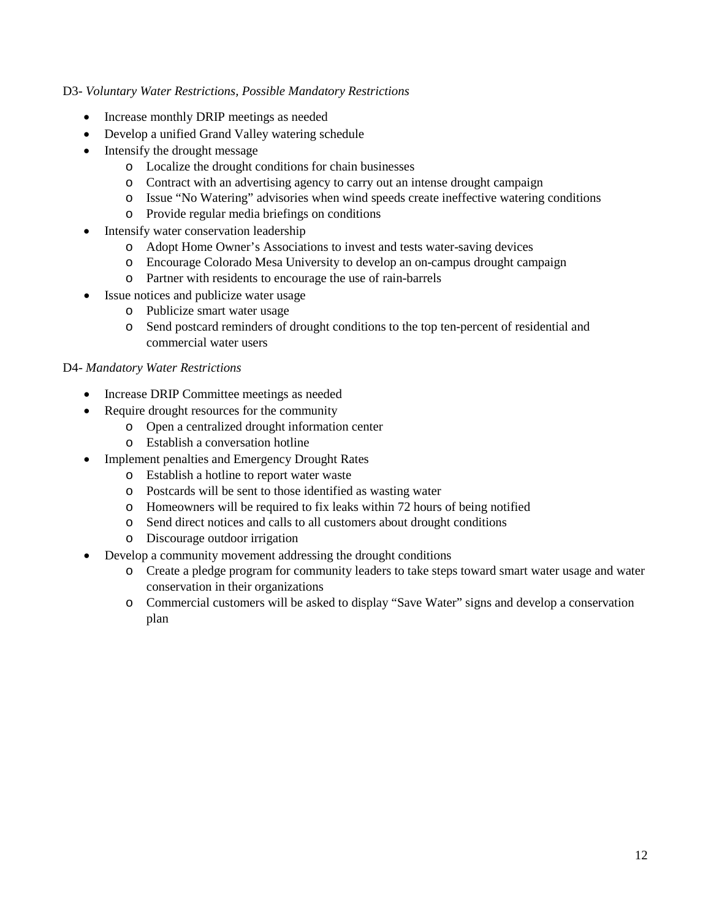D3- *Voluntary Water Restrictions, Possible Mandatory Restrictions*

- Increase monthly DRIP meetings as needed
- Develop a unified Grand Valley watering schedule
- Intensify the drought message
  - Localize the drought conditions for chain businesses
  - Contract with an advertising agency to carry out an intense drought campaign
  - Issue "No Watering" advisories when wind speeds create ineffective watering conditions
  - Provide regular media briefings on conditions
- Intensify water conservation leadership
  - Adopt Home Owner's Associations to invest and tests water-saving devices
  - Encourage Colorado Mesa University to develop an on-campus drought campaign
  - Partner with residents to encourage the use of rain-barrels
- Issue notices and publicize water usage
  - Publicize smart water usage
  - Send postcard reminders of drought conditions to the top ten-percent of residential and commercial water users

D4- *Mandatory Water Restrictions*

- Increase DRIP Committee meetings as needed
- Require drought resources for the community
  - Open a centralized drought information center
  - Establish a conversation hotline
- Implement penalties and Emergency Drought Rates
  - Establish a hotline to report water waste
  - Postcards will be sent to those identified as wasting water
  - Homeowners will be required to fix leaks within 72 hours of being notified
  - Send direct notices and calls to all customers about drought conditions
  - Discourage outdoor irrigation
- Develop a community movement addressing the drought conditions
  - Create a pledge program for community leaders to take steps toward smart water usage and water conservation in their organizations
  - Commercial customers will be asked to display "Save Water" signs and develop a conservation plan